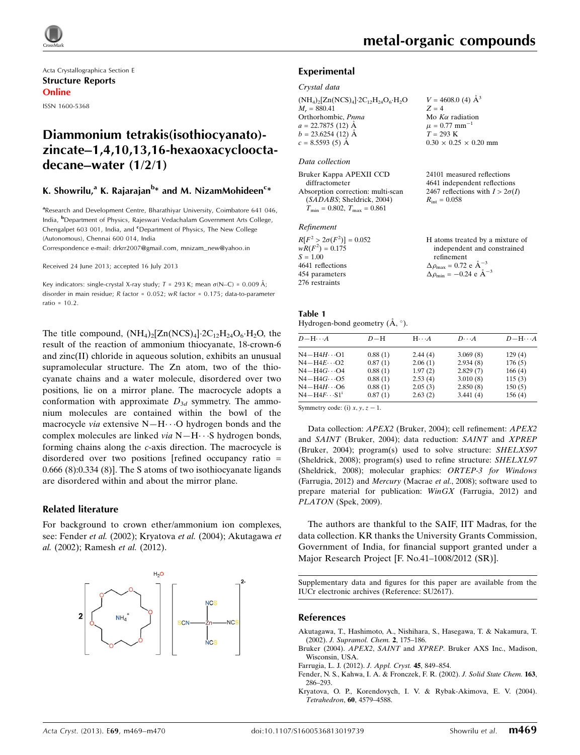Acta Crystallographica Section E

**Structure Reports Online**

ISSN 1600-5368

# Diammonium tetrakis(isothiocyanato)-zincate–1,4,10,13,16-hexaoxacyclooctadecane–water (1/2/1)

## K. Showrilu,[a] K. Rajarajan[b]* and M. NizamMohideen[c]*

[a]Research and Development Centre, Bharathiyar University, Coimbatore 641 046, India, [b]Department of Physics, Rajeswari Vedachalam Government Arts College, Chengalpet 603 001, India, and [c]Department of Physics, The New College (Autonomous), Chennai 600 014, India

Correspondence e-mail: drkrr2007@gmail.com, mnizam_new@yahoo.in

Received 24 June 2013; accepted 16 July 2013

Key indicators: single-crystal X-ray study; $T$ = 293 K; mean $\sigma$(N–C) = 0.009 Å; disorder in main residue; $R$ factor = 0.052; $wR$ factor = 0.175; data-to-parameter ratio = 10.2.

The title compound, $(NH_4)_2[Zn(NCS)_4]\cdot 2C_{12}H_{24}O_6\cdot H_2O$, the result of the reaction of ammonium thiocyanate, 18-crown-6 and zinc(II) chloride in aqueous solution, exhibits an unusual supramolecular structure. The Zn atom, two of the thiocyanate chains and a water molecule, disordered over two positions, lie on a mirror plane. The macrocycle adopts a conformation with approximate $D_{3d}$ symmetry. The ammonium molecules are contained within the bowl of the macrocycle *via* extensive N—H···O hydrogen bonds and the complex molecules are linked *via* N—H···S hydrogen bonds, forming chains along the *c*-axis direction. The macrocycle is disordered over two positions [refined occupancy ratio = 0.666 (8):0.334 (8)]. The S atoms of two isothiocyanate ligands are disordered within and about the mirror plane.

### Related literature

For background to crown ether/ammonium ion complexes, see: Fender *et al.* (2002); Kryatova *et al.* (2004); Akutagawa *et al.* (2002); Ramesh *et al.* (2012).

## Experimental

### *Crystal data*

$(NH_4)_2[Zn(NCS)_4]\cdot 2C_{12}H_{24}O_6\cdot H_2O$
$M_r$ = 880.41
Orthorhombic, *Pnma*
$a$ = 22.7875 (12) Å
$b$ = 23.6254 (12) Å
$c$ = 8.5593 (5) Å
$V$ = 4608.0 (4) Å$^3$
$Z$ = 4
Mo $K\alpha$ radiation
$\mu$ = 0.77 mm$^{-1}$
$T$ = 293 K
0.30 × 0.25 × 0.20 mm

### *Data collection*

Bruker Kappa APEXII CCD diffractometer
Absorption correction: multi-scan (*SADABS*; Sheldrick, 2004)
$T_{min}$ = 0.802, $T_{max}$ = 0.861
24101 measured reflections
4641 independent reflections
2467 reflections with $I > 2\sigma(I)$
$R_{int}$ = 0.058

### *Refinement*

$R[F^2 > 2\sigma(F^2)]$ = 0.052
$wR(F^2)$ = 0.175
$S$ = 1.00
4641 reflections
454 parameters
276 restraints
H atoms treated by a mixture of independent and constrained refinement
$\Delta\rho_{max}$ = 0.72 e Å$^{-3}$
$\Delta\rho_{min}$ = −0.24 e Å$^{-3}$

**Table 1**
Hydrogen-bond geometry (Å, °).

| $D$—H···$A$ | $D$—H | H···$A$ | $D$···$A$ | $D$—H···$A$ |
|---|---|---|---|---|
| N4—H4*H*···O1 | 0.88 (1) | 2.44 (4) | 3.069 (8) | 129 (4) |
| N4—H4*E*···O2 | 0.87 (1) | 2.06 (1) | 2.934 (8) | 176 (5) |
| N4—H4*G*···O4 | 0.88 (1) | 1.97 (2) | 2.829 (7) | 166 (4) |
| N4—H4*G*···O5 | 0.88 (1) | 2.53 (4) | 3.010 (8) | 115 (3) |
| N4—H4*H*···O6 | 0.88 (1) | 2.05 (3) | 2.850 (8) | 150 (5) |
| N4—H4*F*···S1[i] | 0.87 (1) | 2.63 (2) | 3.441 (4) | 156 (4) |

Symmetry code: (i) $x, y, z-1$.

Data collection: *APEX2* (Bruker, 2004); cell refinement: *APEX2* and *SAINT* (Bruker, 2004); data reduction: *SAINT* and *XPREP* (Bruker, 2004); program(s) used to solve structure: *SHELXS97* (Sheldrick, 2008); program(s) used to refine structure: *SHELXL97* (Sheldrick, 2008); molecular graphics: *ORTEP-3 for Windows* (Farrugia, 2012) and *Mercury* (Macrae *et al.*, 2008); software used to prepare material for publication: *WinGX* (Farrugia, 2012) and *PLATON* (Spek, 2009).

The authors are thankful to the SAIF, IIT Madras, for the data collection. KR thanks the University Grants Commission, Government of India, for financial support granted under a Major Research Project [F. No.41–1008/2012 (SR)].

Supplementary data and figures for this paper are available from the IUCr electronic archives (Reference: SU2617).

## References

Akutagawa, T., Hashimoto, A., Nishihara, S., Hasegawa, T. & Nakamura, T. (2002). *J. Supramol. Chem.* **2**, 175–186.
Bruker (2004). *APEX2*, *SAINT* and *XPREP*. Bruker AXS Inc., Madison, Wisconsin, USA.
Farrugia, L. J. (2012). *J. Appl. Cryst.* **45**, 849–854.
Fender, N. S., Kahwa, I. A. & Fronczek, F. R. (2002). *J. Solid State Chem.* **163**, 286–293.
Kryatova, O. P., Korendovych, I. V. & Rybak-Akimova, E. V. (2004). *Tetrahedron*, **60**, 4579–4588.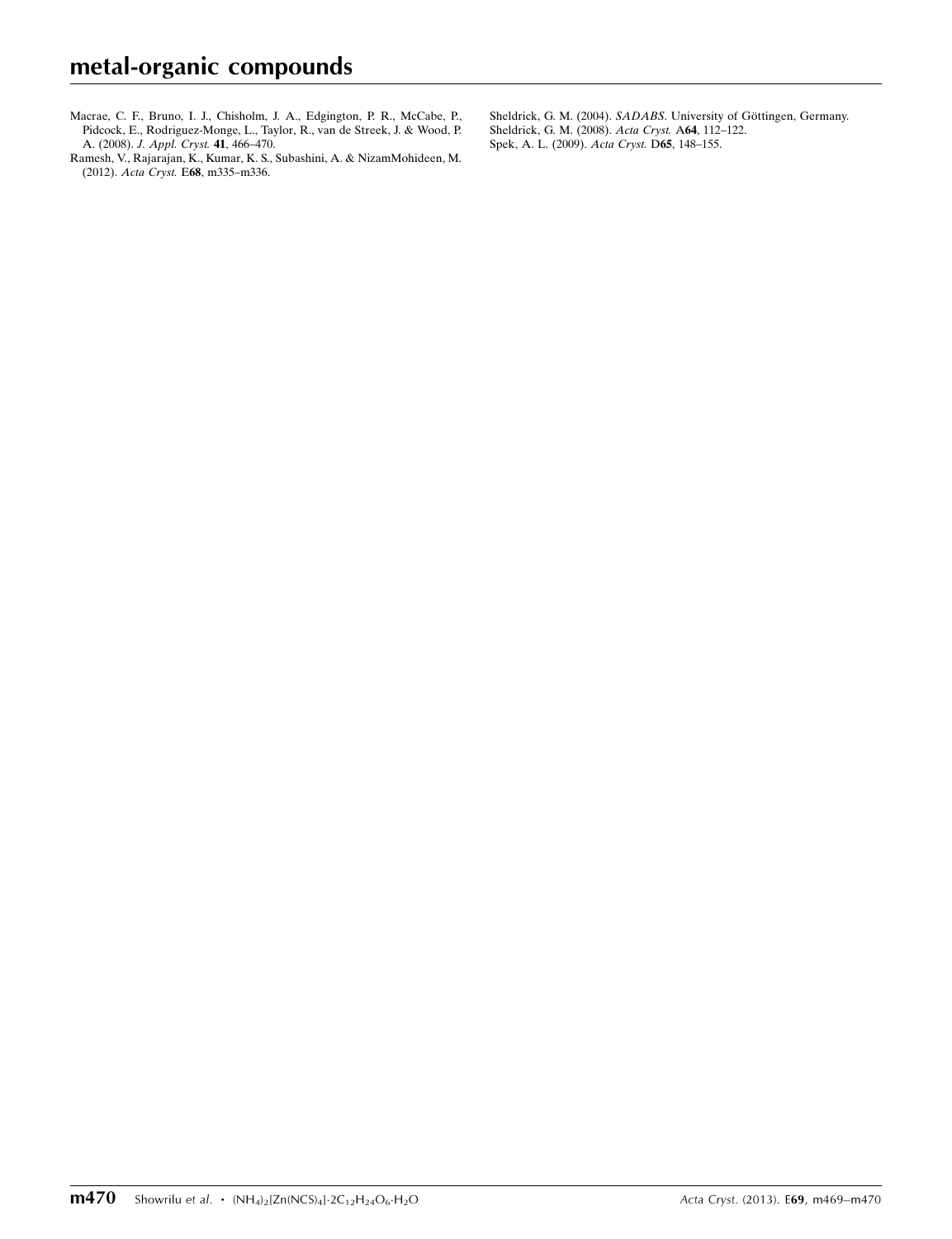Macrae, C. F., Bruno, I. J., Chisholm, J. A., Edgington, P. R., McCabe, P., Pidcock, E., Rodriguez-Monge, L., Taylor, R., van de Streek, J. & Wood, P. A. (2008). *J. Appl. Cryst.* **41**, 466–470.

Ramesh, V., Rajarajan, K., Kumar, K. S., Subashini, A. & NizamMohideen, M. (2012). *Acta Cryst.* E**68**, m335–m336.

Sheldrick, G. M. (2004). *SADABS*. University of Göttingen, Germany.

Sheldrick, G. M. (2008). *Acta Cryst.* A**64**, 112–122.

Spek, A. L. (2009). *Acta Cryst.* D**65**, 148–155.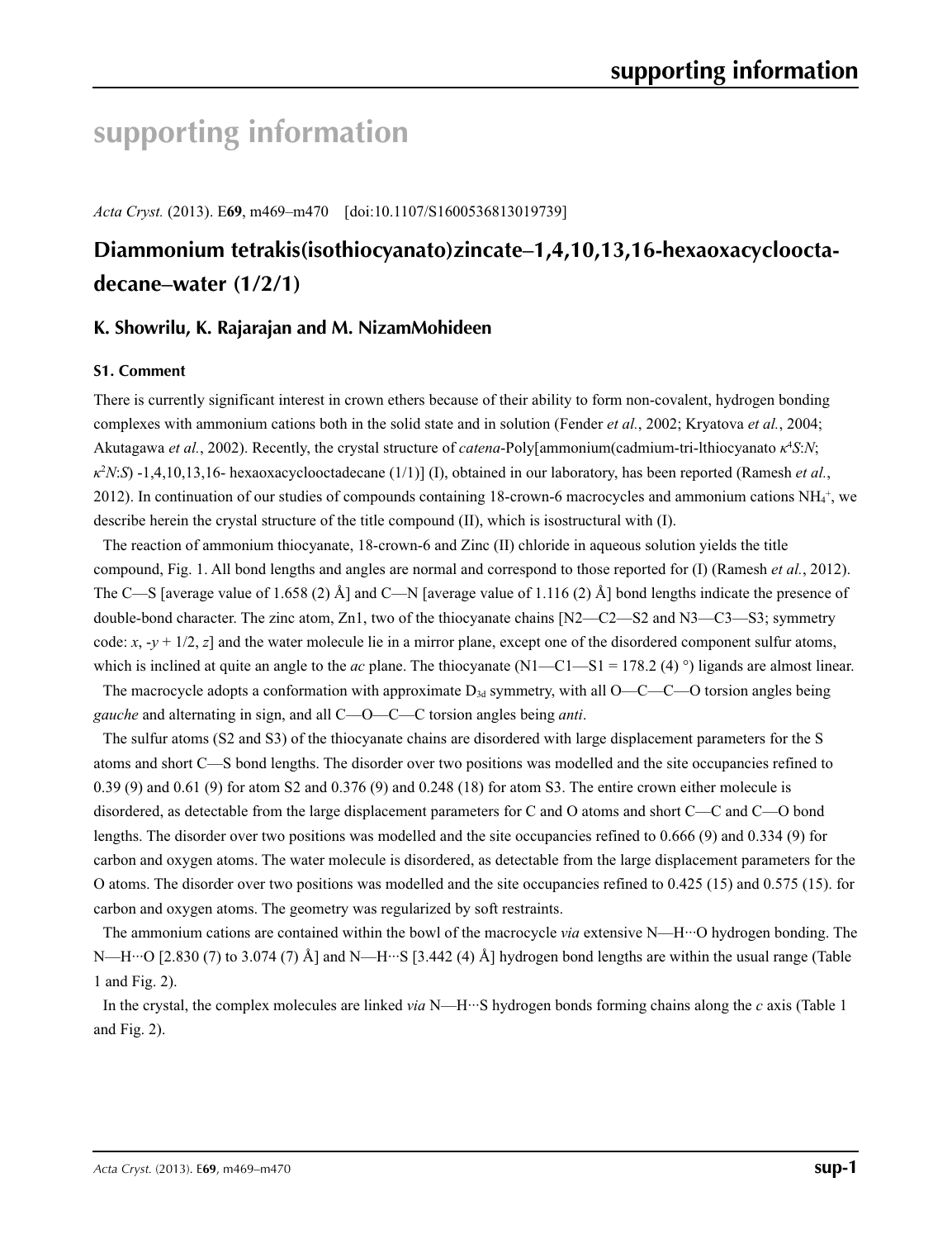# supporting information

*Acta Cryst.* (2013). E**69**, m469–m470 [doi:10.1107/S1600536813019739]

## Diammonium tetrakis(isothiocyanato)zincate–1,4,10,13,16-hexaoxacyclooctadecane–water (1/2/1)

### K. Showrilu, K. Rajarajan and M. NizamMohideen

#### S1. Comment

There is currently significant interest in crown ethers because of their ability to form non-covalent, hydrogen bonding complexes with ammonium cations both in the solid state and in solution (Fender *et al.*, 2002; Kryatova *et al.*, 2004; Akutagawa *et al.*, 2002). Recently, the crystal structure of *catena*-Poly[ammonium(cadmium-tri-lthiocyanato $\kappa^4$*S*:*N*; $\kappa^2$*N*:*S*) -1,4,10,13,16- hexaoxacyclooctadecane (1/1)] (I), obtained in our laboratory, has been reported (Ramesh *et al.*, 2012). In continuation of our studies of compounds containing 18-crown-6 macrocycles and ammonium cations $NH_4^+$, we describe herein the crystal structure of the title compound (II), which is isostructural with (I).

The reaction of ammonium thiocyanate, 18-crown-6 and Zinc (II) chloride in aqueous solution yields the title compound, Fig. 1. All bond lengths and angles are normal and correspond to those reported for (I) (Ramesh *et al.*, 2012). The C—S [average value of 1.658 (2) Å] and C—N [average value of 1.116 (2) Å] bond lengths indicate the presence of double-bond character. The zinc atom, Zn1, two of the thiocyanate chains [N2—C2—S2 and N3—C3—S3; symmetry code: *x*, -*y* + 1/2, *z*] and the water molecule lie in a mirror plane, except one of the disordered component sulfur atoms, which is inclined at quite an angle to the *ac* plane. The thiocyanate (N1—C1—S1 = 178.2 (4) °) ligands are almost linear.

The macrocycle adopts a conformation with approximate $D_{3d}$ symmetry, with all O—C—C—O torsion angles being *gauche* and alternating in sign, and all C—O—C—C torsion angles being *anti*.

The sulfur atoms (S2 and S3) of the thiocyanate chains are disordered with large displacement parameters for the S atoms and short C—S bond lengths. The disorder over two positions was modelled and the site occupancies refined to 0.39 (9) and 0.61 (9) for atom S2 and 0.376 (9) and 0.248 (18) for atom S3. The entire crown either molecule is disordered, as detectable from the large displacement parameters for C and O atoms and short C—C and C—O bond lengths. The disorder over two positions was modelled and the site occupancies refined to 0.666 (9) and 0.334 (9) for carbon and oxygen atoms. The water molecule is disordered, as detectable from the large displacement parameters for the O atoms. The disorder over two positions was modelled and the site occupancies refined to 0.425 (15) and 0.575 (15). for carbon and oxygen atoms. The geometry was regularized by soft restraints.

The ammonium cations are contained within the bowl of the macrocycle *via* extensive N—H···O hydrogen bonding. The N—H···O [2.830 (7) to 3.074 (7) Å] and N—H···S [3.442 (4) Å] hydrogen bond lengths are within the usual range (Table 1 and Fig. 2).

In the crystal, the complex molecules are linked *via* N—H···S hydrogen bonds forming chains along the *c* axis (Table 1 and Fig. 2).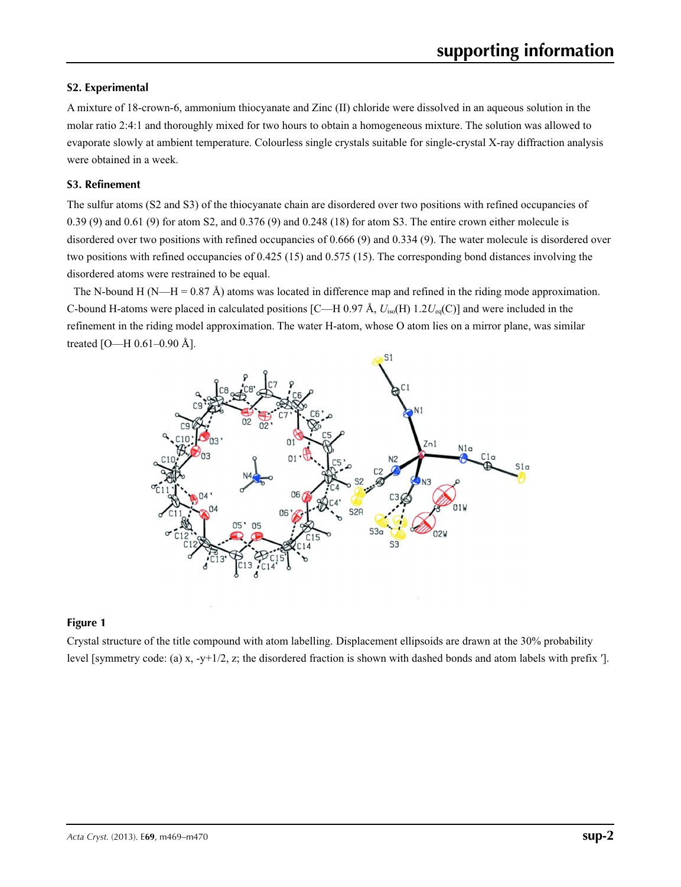### S2. Experimental

A mixture of 18-crown-6, ammonium thiocyanate and Zinc (II) chloride were dissolved in an aqueous solution in the molar ratio 2:4:1 and thoroughly mixed for two hours to obtain a homogeneous mixture. The solution was allowed to evaporate slowly at ambient temperature. Colourless single crystals suitable for single-crystal X-ray diffraction analysis were obtained in a week.

### S3. Refinement

The sulfur atoms (S2 and S3) of the thiocyanate chain are disordered over two positions with refined occupancies of 0.39 (9) and 0.61 (9) for atom S2, and 0.376 (9) and 0.248 (18) for atom S3. The entire crown either molecule is disordered over two positions with refined occupancies of 0.666 (9) and 0.334 (9). The water molecule is disordered over two positions with refined occupancies of 0.425 (15) and 0.575 (15). The corresponding bond distances involving the disordered atoms were restrained to be equal.

The N-bound H (N—H = 0.87 Å) atoms was located in difference map and refined in the riding mode approximation. C-bound H-atoms were placed in calculated positions [C—H 0.97 Å, $U_{iso}$(H) 1.2$U_{eq}$(C)] and were included in the refinement in the riding model approximation. The water H-atom, whose O atom lies on a mirror plane, was similar treated [O—H 0.61–0.90 Å].

**Figure 1**

Crystal structure of the title compound with atom labelling. Displacement ellipsoids are drawn at the 30% probability level [symmetry code: (a) x, -y+1/2, z; the disordered fraction is shown with dashed bonds and atom labels with prefix ′].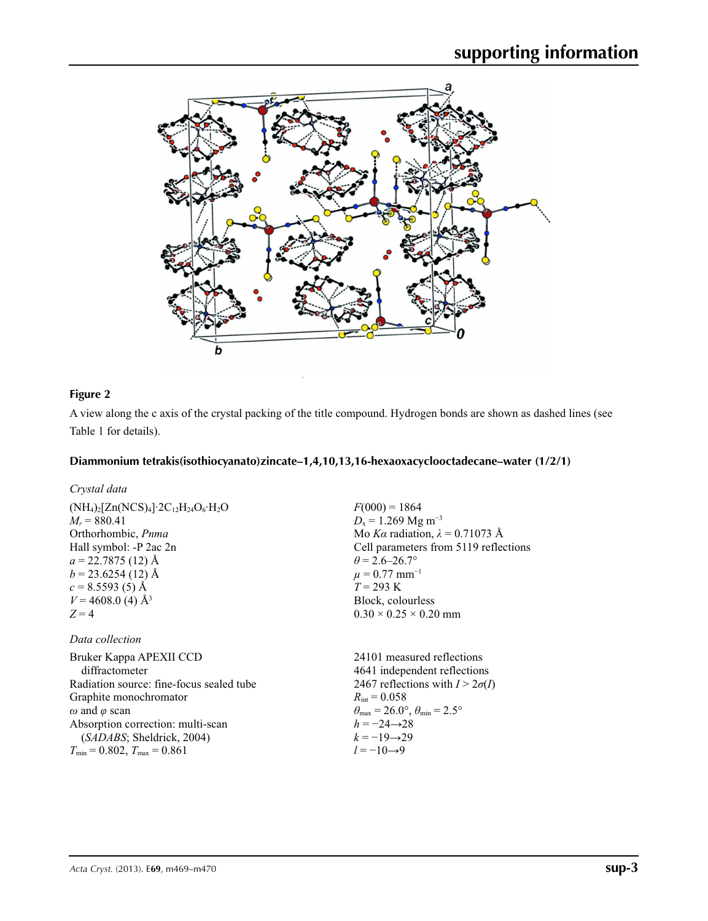**Figure 2**

A view along the c axis of the crystal packing of the title compound. Hydrogen bonds are shown as dashed lines (see Table 1 for details).

### Diammonium tetrakis(isothiocyanato)zincate–1,4,10,13,16-hexaoxacyclooctadecane–water (1/2/1)

*Crystal data*

$(NH_4)_2[Zn(NCS)_4]\cdot 2C_{12}H_{24}O_6\cdot H_2O$
$M_r = 880.41$
Orthorhombic, *Pnma*
Hall symbol: -P 2ac 2n
$a = 22.7875$ (12) Å
$b = 23.6254$ (12) Å
$c = 8.5593$ (5) Å
$V = 4608.0$ (4) Å$^3$
$Z = 4$
$F(000) = 1864$
$D_x = 1.269$ Mg m$^{-3}$
Mo $K\alpha$ radiation, $\lambda = 0.71073$ Å
Cell parameters from 5119 reflections
$\theta = 2.6$–$26.7°$
$\mu = 0.77$ mm$^{-1}$
$T = 293$ K
Block, colourless
$0.30 \times 0.25 \times 0.20$ mm

*Data collection*

Bruker Kappa APEXII CCD diffractometer
Radiation source: fine-focus sealed tube
Graphite monochromator
$\omega$ and $\varphi$ scan
Absorption correction: multi-scan (*SADABS*; Sheldrick, 2004)
$T_{min} = 0.802$, $T_{max} = 0.861$
24101 measured reflections
4641 independent reflections
2467 reflections with $I > 2\sigma(I)$
$R_{int} = 0.058$
$\theta_{max} = 26.0°$, $\theta_{min} = 2.5°$
$h = -24 \rightarrow 28$
$k = -19 \rightarrow 29$
$l = -10 \rightarrow 9$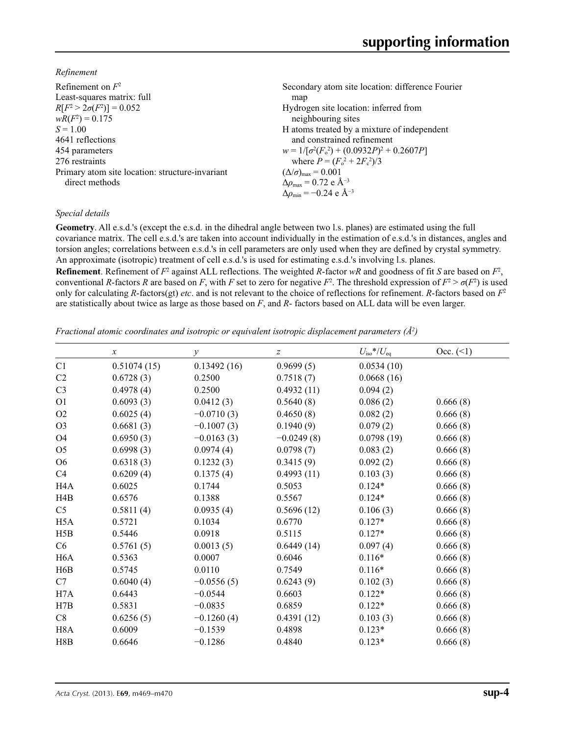*Refinement*

Refinement on $F^2$
Least-squares matrix: full
$R[F^2 > 2\sigma(F^2)] = 0.052$
$wR(F^2) = 0.175$
$S = 1.00$
4641 reflections
454 parameters
276 restraints
Primary atom site location: structure-invariant direct methods
Secondary atom site location: difference Fourier map
Hydrogen site location: inferred from neighbouring sites
H atoms treated by a mixture of independent and constrained refinement
$w = 1/[\sigma^2(F_o^2) + (0.0932P)^2 + 0.2607P]$
where $P = (F_o^2 + 2F_c^2)/3$
$(\Delta/\sigma)_{max} = 0.001$
$\Delta\rho_{max} = 0.72$ e Å$^{-3}$
$\Delta\rho_{min} = -0.24$ e Å$^{-3}$

*Special details*

**Geometry**. All e.s.d.'s (except the e.s.d. in the dihedral angle between two l.s. planes) are estimated using the full covariance matrix. The cell e.s.d.'s are taken into account individually in the estimation of e.s.d.'s in distances, angles and torsion angles; correlations between e.s.d.'s in cell parameters are only used when they are defined by crystal symmetry. An approximate (isotropic) treatment of cell e.s.d.'s is used for estimating e.s.d.'s involving l.s. planes.

**Refinement**. Refinement of $F^2$ against ALL reflections. The weighted $R$-factor $wR$ and goodness of fit $S$ are based on $F^2$, conventional $R$-factors $R$ are based on $F$, with $F$ set to zero for negative $F^2$. The threshold expression of $F^2 > \sigma(F^2)$ is used only for calculating $R$-factors(gt) *etc*. and is not relevant to the choice of reflections for refinement. $R$-factors based on $F^2$ are statistically about twice as large as those based on $F$, and $R$- factors based on ALL data will be even larger.

*Fractional atomic coordinates and isotropic or equivalent isotropic displacement parameters (Å$^2$)*

| | $x$ | $y$ | $z$ | $U_{iso}$*/$U_{eq}$ | Occ. (<1) |
|---|---|---|---|---|---|
| C1 | 0.51074 (15) | 0.13492 (16) | 0.9699 (5) | 0.0534 (10) | |
| C2 | 0.6728 (3) | 0.2500 | 0.7518 (7) | 0.0668 (16) | |
| C3 | 0.4978 (4) | 0.2500 | 0.4932 (11) | 0.094 (2) | |
| O1 | 0.6093 (3) | 0.0412 (3) | 0.5640 (8) | 0.086 (2) | 0.666 (8) |
| O2 | 0.6025 (4) | −0.0710 (3) | 0.4650 (8) | 0.082 (2) | 0.666 (8) |
| O3 | 0.6681 (3) | −0.1007 (3) | 0.1940 (9) | 0.079 (2) | 0.666 (8) |
| O4 | 0.6950 (3) | −0.0163 (3) | −0.0249 (8) | 0.0798 (19) | 0.666 (8) |
| O5 | 0.6998 (3) | 0.0974 (4) | 0.0798 (7) | 0.083 (2) | 0.666 (8) |
| O6 | 0.6318 (3) | 0.1232 (3) | 0.3415 (9) | 0.092 (2) | 0.666 (8) |
| C4 | 0.6209 (4) | 0.1375 (4) | 0.4993 (11) | 0.103 (3) | 0.666 (8) |
| H4A | 0.6025 | 0.1744 | 0.5053 | 0.124* | 0.666 (8) |
| H4B | 0.6576 | 0.1388 | 0.5567 | 0.124* | 0.666 (8) |
| C5 | 0.5811 (4) | 0.0935 (4) | 0.5696 (12) | 0.106 (3) | 0.666 (8) |
| H5A | 0.5721 | 0.1034 | 0.6770 | 0.127* | 0.666 (8) |
| H5B | 0.5446 | 0.0918 | 0.5115 | 0.127* | 0.666 (8) |
| C6 | 0.5761 (5) | 0.0013 (5) | 0.6449 (14) | 0.097 (4) | 0.666 (8) |
| H6A | 0.5363 | 0.0007 | 0.6046 | 0.116* | 0.666 (8) |
| H6B | 0.5745 | 0.0110 | 0.7549 | 0.116* | 0.666 (8) |
| C7 | 0.6040 (4) | −0.0556 (5) | 0.6243 (9) | 0.102 (3) | 0.666 (8) |
| H7A | 0.6443 | −0.0544 | 0.6603 | 0.122* | 0.666 (8) |
| H7B | 0.5831 | −0.0835 | 0.6859 | 0.122* | 0.666 (8) |
| C8 | 0.6256 (5) | −0.1260 (4) | 0.4391 (12) | 0.103 (3) | 0.666 (8) |
| H8A | 0.6009 | −0.1539 | 0.4898 | 0.123* | 0.666 (8) |
| H8B | 0.6646 | −0.1286 | 0.4840 | 0.123* | 0.666 (8) |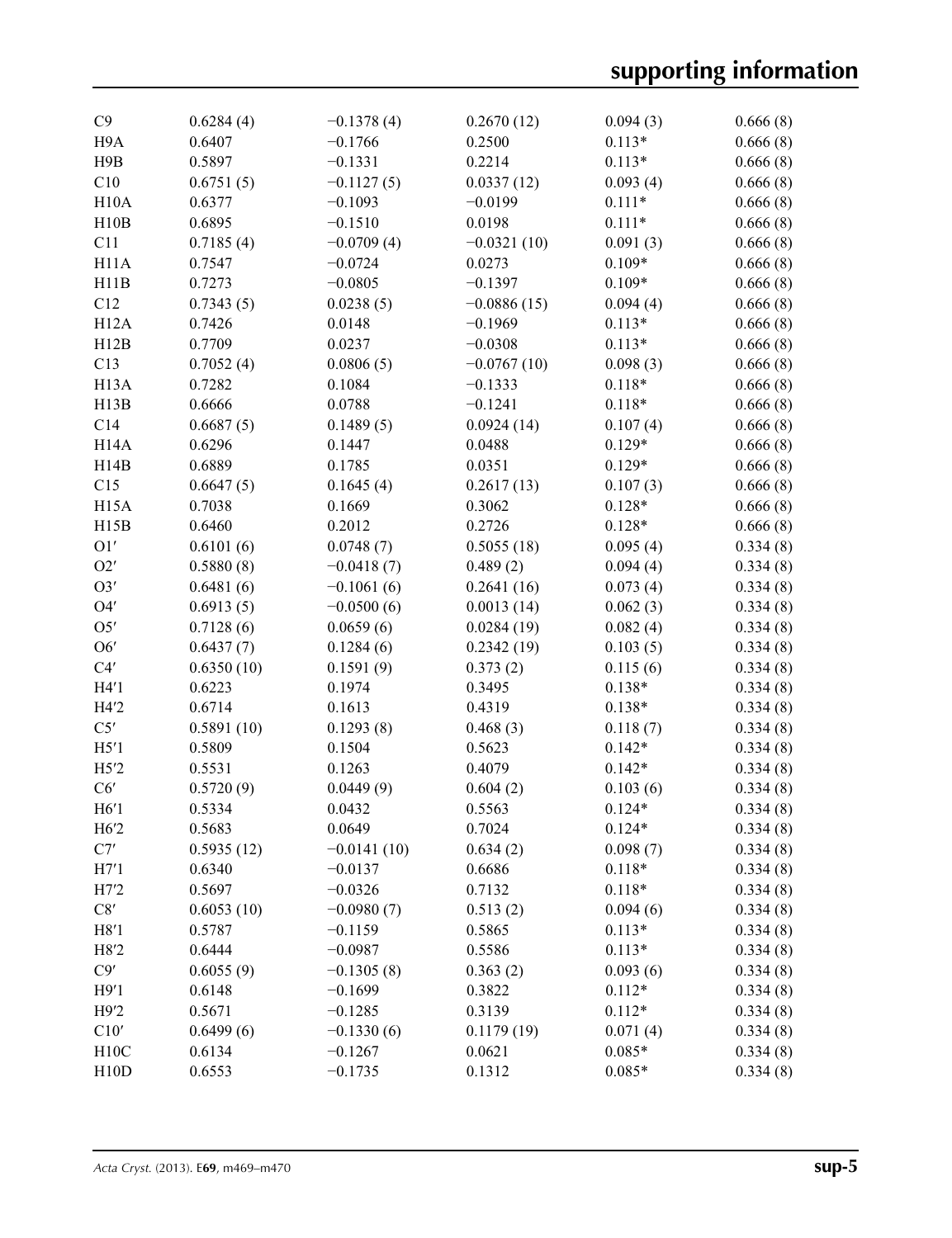| | | | | | |
|---|---|---|---|---|---|
| C9 | 0.6284 (4) | −0.1378 (4) | 0.2670 (12) | 0.094 (3) | 0.666 (8) |
| H9A | 0.6407 | −0.1766 | 0.2500 | 0.113* | 0.666 (8) |
| H9B | 0.5897 | −0.1331 | 0.2214 | 0.113* | 0.666 (8) |
| C10 | 0.6751 (5) | −0.1127 (5) | 0.0337 (12) | 0.093 (4) | 0.666 (8) |
| H10A | 0.6377 | −0.1093 | −0.0199 | 0.111* | 0.666 (8) |
| H10B | 0.6895 | −0.1510 | 0.0198 | 0.111* | 0.666 (8) |
| C11 | 0.7185 (4) | −0.0709 (4) | −0.0321 (10) | 0.091 (3) | 0.666 (8) |
| H11A | 0.7547 | −0.0724 | 0.0273 | 0.109* | 0.666 (8) |
| H11B | 0.7273 | −0.0805 | −0.1397 | 0.109* | 0.666 (8) |
| C12 | 0.7343 (5) | 0.0238 (5) | −0.0886 (15) | 0.094 (4) | 0.666 (8) |
| H12A | 0.7426 | 0.0148 | −0.1969 | 0.113* | 0.666 (8) |
| H12B | 0.7709 | 0.0237 | −0.0308 | 0.113* | 0.666 (8) |
| C13 | 0.7052 (4) | 0.0806 (5) | −0.0767 (10) | 0.098 (3) | 0.666 (8) |
| H13A | 0.7282 | 0.1084 | −0.1333 | 0.118* | 0.666 (8) |
| H13B | 0.6666 | 0.0788 | −0.1241 | 0.118* | 0.666 (8) |
| C14 | 0.6687 (5) | 0.1489 (5) | 0.0924 (14) | 0.107 (4) | 0.666 (8) |
| H14A | 0.6296 | 0.1447 | 0.0488 | 0.129* | 0.666 (8) |
| H14B | 0.6889 | 0.1785 | 0.0351 | 0.129* | 0.666 (8) |
| C15 | 0.6647 (5) | 0.1645 (4) | 0.2617 (13) | 0.107 (3) | 0.666 (8) |
| H15A | 0.7038 | 0.1669 | 0.3062 | 0.128* | 0.666 (8) |
| H15B | 0.6460 | 0.2012 | 0.2726 | 0.128* | 0.666 (8) |
| O1′ | 0.6101 (6) | 0.0748 (7) | 0.5055 (18) | 0.095 (4) | 0.334 (8) |
| O2′ | 0.5880 (8) | −0.0418 (7) | 0.489 (2) | 0.094 (4) | 0.334 (8) |
| O3′ | 0.6481 (6) | −0.1061 (6) | 0.2641 (16) | 0.073 (4) | 0.334 (8) |
| O4′ | 0.6913 (5) | −0.0500 (6) | 0.0013 (14) | 0.062 (3) | 0.334 (8) |
| O5′ | 0.7128 (6) | 0.0659 (6) | 0.0284 (19) | 0.082 (4) | 0.334 (8) |
| O6′ | 0.6437 (7) | 0.1284 (6) | 0.2342 (19) | 0.103 (5) | 0.334 (8) |
| C4′ | 0.6350 (10) | 0.1591 (9) | 0.373 (2) | 0.115 (6) | 0.334 (8) |
| H4′1 | 0.6223 | 0.1974 | 0.3495 | 0.138* | 0.334 (8) |
| H4′2 | 0.6714 | 0.1613 | 0.4319 | 0.138* | 0.334 (8) |
| C5′ | 0.5891 (10) | 0.1293 (8) | 0.468 (3) | 0.118 (7) | 0.334 (8) |
| H5′1 | 0.5809 | 0.1504 | 0.5623 | 0.142* | 0.334 (8) |
| H5′2 | 0.5531 | 0.1263 | 0.4079 | 0.142* | 0.334 (8) |
| C6′ | 0.5720 (9) | 0.0449 (9) | 0.604 (2) | 0.103 (6) | 0.334 (8) |
| H6′1 | 0.5334 | 0.0432 | 0.5563 | 0.124* | 0.334 (8) |
| H6′2 | 0.5683 | 0.0649 | 0.7024 | 0.124* | 0.334 (8) |
| C7′ | 0.5935 (12) | −0.0141 (10) | 0.634 (2) | 0.098 (7) | 0.334 (8) |
| H7′1 | 0.6340 | −0.0137 | 0.6686 | 0.118* | 0.334 (8) |
| H7′2 | 0.5697 | −0.0326 | 0.7132 | 0.118* | 0.334 (8) |
| C8′ | 0.6053 (10) | −0.0980 (7) | 0.513 (2) | 0.094 (6) | 0.334 (8) |
| H8′1 | 0.5787 | −0.1159 | 0.5865 | 0.113* | 0.334 (8) |
| H8′2 | 0.6444 | −0.0987 | 0.5586 | 0.113* | 0.334 (8) |
| C9′ | 0.6055 (9) | −0.1305 (8) | 0.363 (2) | 0.093 (6) | 0.334 (8) |
| H9′1 | 0.6148 | −0.1699 | 0.3822 | 0.112* | 0.334 (8) |
| H9′2 | 0.5671 | −0.1285 | 0.3139 | 0.112* | 0.334 (8) |
| C10′ | 0.6499 (6) | −0.1330 (6) | 0.1179 (19) | 0.071 (4) | 0.334 (8) |
| H10C | 0.6134 | −0.1267 | 0.0621 | 0.085* | 0.334 (8) |
| H10D | 0.6553 | −0.1735 | 0.1312 | 0.085* | 0.334 (8) |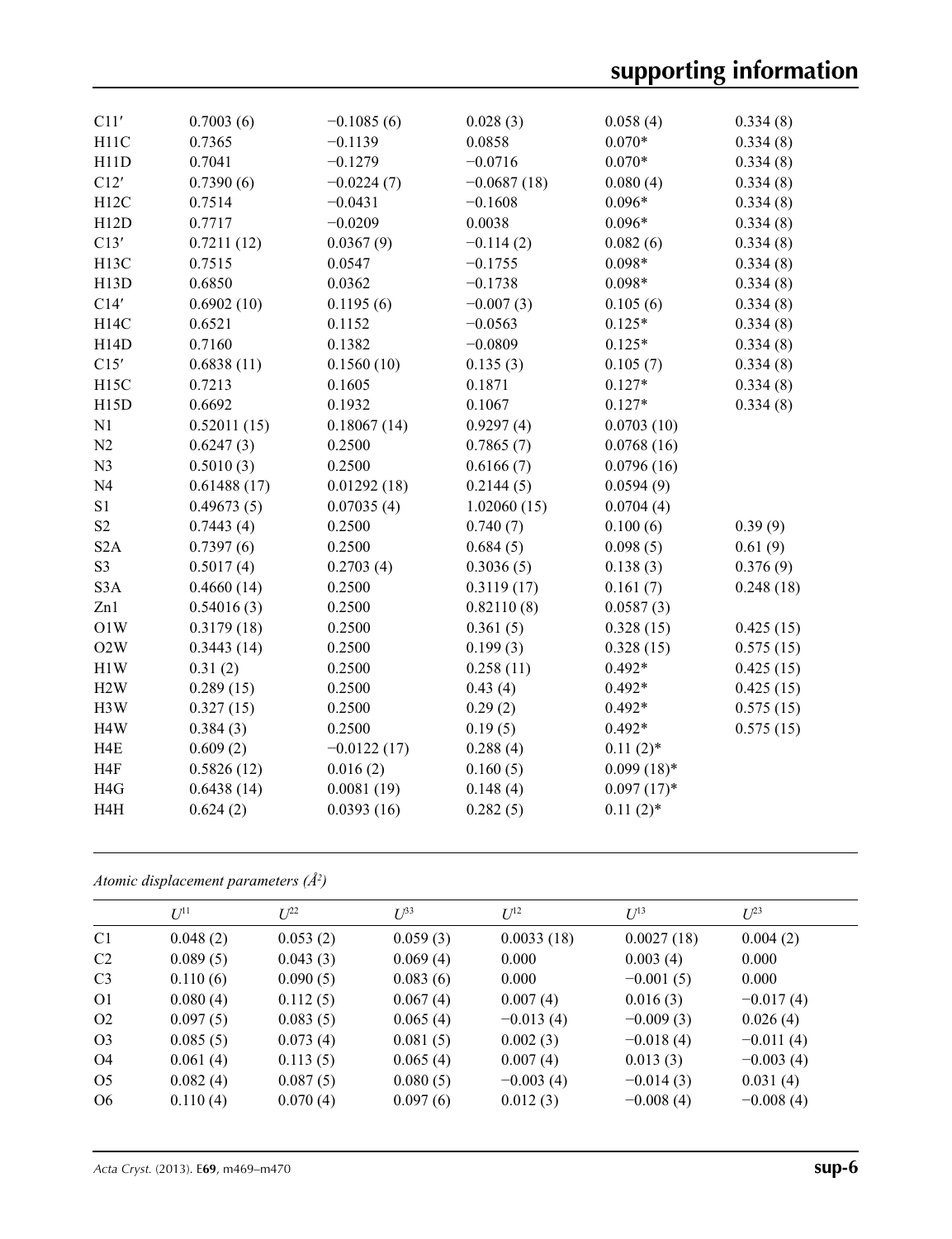| | | | | | |
|---|---|---|---|---|---|
| C11′ | 0.7003 (6) | −0.1085 (6) | 0.028 (3) | 0.058 (4) | 0.334 (8) |
| H11C | 0.7365 | −0.1139 | 0.0858 | 0.070* | 0.334 (8) |
| H11D | 0.7041 | −0.1279 | −0.0716 | 0.070* | 0.334 (8) |
| C12′ | 0.7390 (6) | −0.0224 (7) | −0.0687 (18) | 0.080 (4) | 0.334 (8) |
| H12C | 0.7514 | −0.0431 | −0.1608 | 0.096* | 0.334 (8) |
| H12D | 0.7717 | −0.0209 | 0.0038 | 0.096* | 0.334 (8) |
| C13′ | 0.7211 (12) | 0.0367 (9) | −0.114 (2) | 0.082 (6) | 0.334 (8) |
| H13C | 0.7515 | 0.0547 | −0.1755 | 0.098* | 0.334 (8) |
| H13D | 0.6850 | 0.0362 | −0.1738 | 0.098* | 0.334 (8) |
| C14′ | 0.6902 (10) | 0.1195 (6) | −0.007 (3) | 0.105 (6) | 0.334 (8) |
| H14C | 0.6521 | 0.1152 | −0.0563 | 0.125* | 0.334 (8) |
| H14D | 0.7160 | 0.1382 | −0.0809 | 0.125* | 0.334 (8) |
| C15′ | 0.6838 (11) | 0.1560 (10) | 0.135 (3) | 0.105 (7) | 0.334 (8) |
| H15C | 0.7213 | 0.1605 | 0.1871 | 0.127* | 0.334 (8) |
| H15D | 0.6692 | 0.1932 | 0.1067 | 0.127* | 0.334 (8) |
| N1 | 0.52011 (15) | 0.18067 (14) | 0.9297 (4) | 0.0703 (10) | |
| N2 | 0.6247 (3) | 0.2500 | 0.7865 (7) | 0.0768 (16) | |
| N3 | 0.5010 (3) | 0.2500 | 0.6166 (7) | 0.0796 (16) | |
| N4 | 0.61488 (17) | 0.01292 (18) | 0.2144 (5) | 0.0594 (9) | |
| S1 | 0.49673 (5) | 0.07035 (4) | 1.02060 (15) | 0.0704 (4) | |
| S2 | 0.7443 (4) | 0.2500 | 0.740 (7) | 0.100 (6) | 0.39 (9) |
| S2A | 0.7397 (6) | 0.2500 | 0.684 (5) | 0.098 (5) | 0.61 (9) |
| S3 | 0.5017 (4) | 0.2703 (4) | 0.3036 (5) | 0.138 (3) | 0.376 (9) |
| S3A | 0.4660 (14) | 0.2500 | 0.3119 (17) | 0.161 (7) | 0.248 (18) |
| Zn1 | 0.54016 (3) | 0.2500 | 0.82110 (8) | 0.0587 (3) | |
| O1W | 0.3179 (18) | 0.2500 | 0.361 (5) | 0.328 (15) | 0.425 (15) |
| O2W | 0.3443 (14) | 0.2500 | 0.199 (3) | 0.328 (15) | 0.575 (15) |
| H1W | 0.31 (2) | 0.2500 | 0.258 (11) | 0.492* | 0.425 (15) |
| H2W | 0.289 (15) | 0.2500 | 0.43 (4) | 0.492* | 0.425 (15) |
| H3W | 0.327 (15) | 0.2500 | 0.29 (2) | 0.492* | 0.575 (15) |
| H4W | 0.384 (3) | 0.2500 | 0.19 (5) | 0.492* | 0.575 (15) |
| H4E | 0.609 (2) | −0.0122 (17) | 0.288 (4) | 0.11 (2)* | |
| H4F | 0.5826 (12) | 0.016 (2) | 0.160 (5) | 0.099 (18)* | |
| H4G | 0.6438 (14) | 0.0081 (19) | 0.148 (4) | 0.097 (17)* | |
| H4H | 0.624 (2) | 0.0393 (16) | 0.282 (5) | 0.11 (2)* | |

*Atomic displacement parameters (Å²)*

| | $U^{11}$ | $U^{22}$ | $U^{33}$ | $U^{12}$ | $U^{13}$ | $U^{23}$ |
|---|---|---|---|---|---|---|
| C1 | 0.048 (2) | 0.053 (2) | 0.059 (3) | 0.0033 (18) | 0.0027 (18) | 0.004 (2) |
| C2 | 0.089 (5) | 0.043 (3) | 0.069 (4) | 0.000 | 0.003 (4) | 0.000 |
| C3 | 0.110 (6) | 0.090 (5) | 0.083 (6) | 0.000 | −0.001 (5) | 0.000 |
| O1 | 0.080 (4) | 0.112 (5) | 0.067 (4) | 0.007 (4) | 0.016 (3) | −0.017 (4) |
| O2 | 0.097 (5) | 0.083 (5) | 0.065 (4) | −0.013 (4) | −0.009 (3) | 0.026 (4) |
| O3 | 0.085 (5) | 0.073 (4) | 0.081 (5) | 0.002 (3) | −0.018 (4) | −0.011 (4) |
| O4 | 0.061 (4) | 0.113 (5) | 0.065 (4) | 0.007 (4) | 0.013 (3) | −0.003 (4) |
| O5 | 0.082 (4) | 0.087 (5) | 0.080 (5) | −0.003 (4) | −0.014 (3) | 0.031 (4) |
| O6 | 0.110 (4) | 0.070 (4) | 0.097 (6) | 0.012 (3) | −0.008 (4) | −0.008 (4) |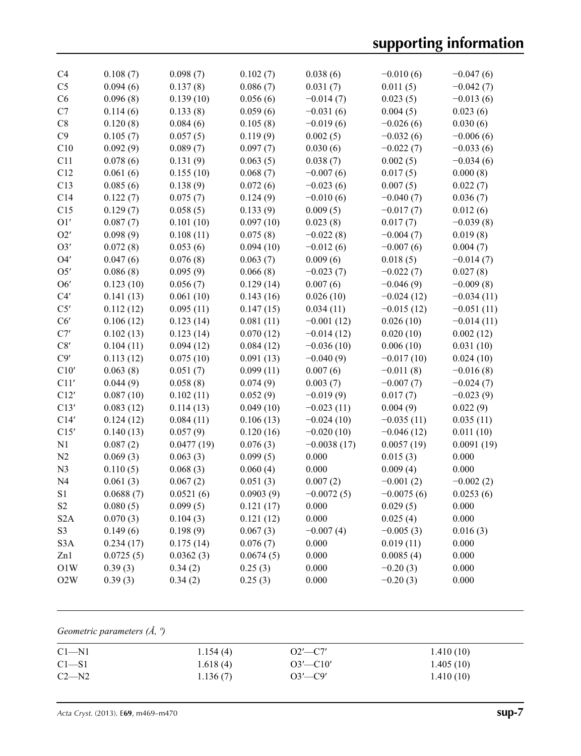| | | | | | | |
|---|---|---|---|---|---|---|
| C4 | 0.108 (7) | 0.098 (7) | 0.102 (7) | 0.038 (6) | −0.010 (6) | −0.047 (6) |
| C5 | 0.094 (6) | 0.137 (8) | 0.086 (7) | 0.031 (7) | 0.011 (5) | −0.042 (7) |
| C6 | 0.096 (8) | 0.139 (10) | 0.056 (6) | −0.014 (7) | 0.023 (5) | −0.013 (6) |
| C7 | 0.114 (6) | 0.133 (8) | 0.059 (6) | −0.031 (6) | 0.004 (5) | 0.023 (6) |
| C8 | 0.120 (8) | 0.084 (6) | 0.105 (8) | −0.019 (6) | −0.026 (6) | 0.030 (6) |
| C9 | 0.105 (7) | 0.057 (5) | 0.119 (9) | 0.002 (5) | −0.032 (6) | −0.006 (6) |
| C10 | 0.092 (9) | 0.089 (7) | 0.097 (7) | 0.030 (6) | −0.022 (7) | −0.033 (6) |
| C11 | 0.078 (6) | 0.131 (9) | 0.063 (5) | 0.038 (7) | 0.002 (5) | −0.034 (6) |
| C12 | 0.061 (6) | 0.155 (10) | 0.068 (7) | −0.007 (6) | 0.017 (5) | 0.000 (8) |
| C13 | 0.085 (6) | 0.138 (9) | 0.072 (6) | −0.023 (6) | 0.007 (5) | 0.022 (7) |
| C14 | 0.122 (7) | 0.075 (7) | 0.124 (9) | −0.010 (6) | −0.040 (7) | 0.036 (7) |
| C15 | 0.129 (7) | 0.058 (5) | 0.133 (9) | 0.009 (5) | −0.017 (7) | 0.012 (6) |
| O1′ | 0.087 (7) | 0.101 (10) | 0.097 (10) | 0.023 (8) | 0.017 (7) | −0.039 (8) |
| O2′ | 0.098 (9) | 0.108 (11) | 0.075 (8) | −0.022 (8) | −0.004 (7) | 0.019 (8) |
| O3′ | 0.072 (8) | 0.053 (6) | 0.094 (10) | −0.012 (6) | −0.007 (6) | 0.004 (7) |
| O4′ | 0.047 (6) | 0.076 (8) | 0.063 (7) | 0.009 (6) | 0.018 (5) | −0.014 (7) |
| O5′ | 0.086 (8) | 0.095 (9) | 0.066 (8) | −0.023 (7) | −0.022 (7) | 0.027 (8) |
| O6′ | 0.123 (10) | 0.056 (7) | 0.129 (14) | 0.007 (6) | −0.046 (9) | −0.009 (8) |
| C4′ | 0.141 (13) | 0.061 (10) | 0.143 (16) | 0.026 (10) | −0.024 (12) | −0.034 (11) |
| C5′ | 0.112 (12) | 0.095 (11) | 0.147 (15) | 0.034 (11) | −0.015 (12) | −0.051 (11) |
| C6′ | 0.106 (12) | 0.123 (14) | 0.081 (11) | −0.001 (12) | 0.026 (10) | −0.014 (11) |
| C7′ | 0.102 (13) | 0.123 (14) | 0.070 (12) | −0.014 (12) | 0.020 (10) | 0.002 (12) |
| C8′ | 0.104 (11) | 0.094 (12) | 0.084 (12) | −0.036 (10) | 0.006 (10) | 0.031 (10) |
| C9′ | 0.113 (12) | 0.075 (10) | 0.091 (13) | −0.040 (9) | −0.017 (10) | 0.024 (10) |
| C10′ | 0.063 (8) | 0.051 (7) | 0.099 (11) | 0.007 (6) | −0.011 (8) | −0.016 (8) |
| C11′ | 0.044 (9) | 0.058 (8) | 0.074 (9) | 0.003 (7) | −0.007 (8) | −0.024 (7) |
| C12′ | 0.087 (10) | 0.102 (11) | 0.052 (9) | −0.019 (9) | 0.017 (7) | −0.023 (9) |
| C13′ | 0.083 (12) | 0.114 (13) | 0.049 (10) | −0.023 (11) | 0.004 (9) | 0.022 (9) |
| C14′ | 0.124 (12) | 0.084 (11) | 0.106 (13) | −0.024 (10) | −0.035 (11) | 0.035 (11) |
| C15′ | 0.140 (13) | 0.057 (9) | 0.120 (16) | −0.020 (10) | −0.046 (12) | 0.011 (10) |
| N1 | 0.087 (2) | 0.0477 (19) | 0.076 (3) | −0.0038 (17) | 0.0057 (19) | 0.0091 (19) |
| N2 | 0.069 (3) | 0.063 (3) | 0.099 (5) | 0.000 | 0.015 (3) | 0.000 |
| N3 | 0.110 (5) | 0.068 (3) | 0.060 (4) | 0.000 | 0.009 (4) | 0.000 |
| N4 | 0.061 (3) | 0.067 (2) | 0.051 (3) | 0.007 (2) | −0.001 (2) | −0.002 (2) |
| S1 | 0.0688 (7) | 0.0521 (6) | 0.0903 (9) | −0.0072 (5) | −0.0075 (6) | 0.0253 (6) |
| S2 | 0.080 (5) | 0.099 (5) | 0.121 (17) | 0.000 | 0.029 (5) | 0.000 |
| S2A | 0.070 (3) | 0.104 (3) | 0.121 (12) | 0.000 | 0.025 (4) | 0.000 |
| S3 | 0.149 (6) | 0.198 (9) | 0.067 (3) | −0.007 (4) | −0.005 (3) | 0.016 (3) |
| S3A | 0.234 (17) | 0.175 (14) | 0.076 (7) | 0.000 | 0.019 (11) | 0.000 |
| Zn1 | 0.0725 (5) | 0.0362 (3) | 0.0674 (5) | 0.000 | 0.0085 (4) | 0.000 |
| O1W | 0.39 (3) | 0.34 (2) | 0.25 (3) | 0.000 | −0.20 (3) | 0.000 |
| O2W | 0.39 (3) | 0.34 (2) | 0.25 (3) | 0.000 | −0.20 (3) | 0.000 |

*Geometric parameters (Å, º)*

| | | | |
|---|---|---|---|
| C1—N1 | 1.154 (4) | O2′—C7′ | 1.410 (10) |
| C1—S1 | 1.618 (4) | O3′—C10′ | 1.405 (10) |
| C2—N2 | 1.136 (7) | O3′—C9′ | 1.410 (10) |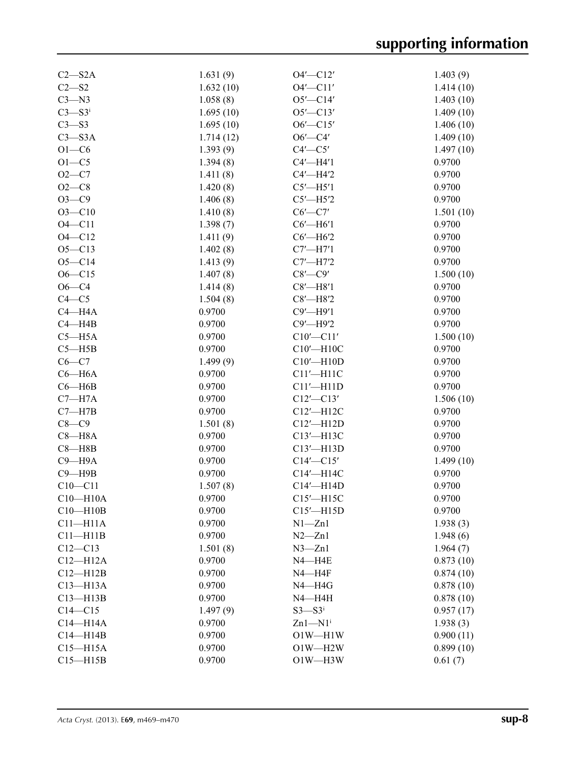| | | | |
|---|---|---|---|
| C2—S2A | 1.631 (9) | O4′—C12′ | 1.403 (9) |
| C2—S2 | 1.632 (10) | O4′—C11′ | 1.414 (10) |
| C3—N3 | 1.058 (8) | O5′—C14′ | 1.403 (10) |
| C3—S3[i] | 1.695 (10) | O5′—C13′ | 1.409 (10) |
| C3—S3 | 1.695 (10) | O6′—C15′ | 1.406 (10) |
| C3—S3A | 1.714 (12) | O6′—C4′ | 1.409 (10) |
| O1—C6 | 1.393 (9) | C4′—C5′ | 1.497 (10) |
| O1—C5 | 1.394 (8) | C4′—H4′1 | 0.9700 |
| O2—C7 | 1.411 (8) | C4′—H4′2 | 0.9700 |
| O2—C8 | 1.420 (8) | C5′—H5′1 | 0.9700 |
| O3—C9 | 1.406 (8) | C5′—H5′2 | 0.9700 |
| O3—C10 | 1.410 (8) | C6′—C7′ | 1.501 (10) |
| O4—C11 | 1.398 (7) | C6′—H6′1 | 0.9700 |
| O4—C12 | 1.411 (9) | C6′—H6′2 | 0.9700 |
| O5—C13 | 1.402 (8) | C7′—H7′1 | 0.9700 |
| O5—C14 | 1.413 (9) | C7′—H7′2 | 0.9700 |
| O6—C15 | 1.407 (8) | C8′—C9′ | 1.500 (10) |
| O6—C4 | 1.414 (8) | C8′—H8′1 | 0.9700 |
| C4—C5 | 1.504 (8) | C8′—H8′2 | 0.9700 |
| C4—H4A | 0.9700 | C9′—H9′1 | 0.9700 |
| C4—H4B | 0.9700 | C9′—H9′2 | 0.9700 |
| C5—H5A | 0.9700 | C10′—C11′ | 1.500 (10) |
| C5—H5B | 0.9700 | C10′—H10C | 0.9700 |
| C6—C7 | 1.499 (9) | C10′—H10D | 0.9700 |
| C6—H6A | 0.9700 | C11′—H11C | 0.9700 |
| C6—H6B | 0.9700 | C11′—H11D | 0.9700 |
| C7—H7A | 0.9700 | C12′—C13′ | 1.506 (10) |
| C7—H7B | 0.9700 | C12′—H12C | 0.9700 |
| C8—C9 | 1.501 (8) | C12′—H12D | 0.9700 |
| C8—H8A | 0.9700 | C13′—H13C | 0.9700 |
| C8—H8B | 0.9700 | C13′—H13D | 0.9700 |
| C9—H9A | 0.9700 | C14′—C15′ | 1.499 (10) |
| C9—H9B | 0.9700 | C14′—H14C | 0.9700 |
| C10—C11 | 1.507 (8) | C14′—H14D | 0.9700 |
| C10—H10A | 0.9700 | C15′—H15C | 0.9700 |
| C10—H10B | 0.9700 | C15′—H15D | 0.9700 |
| C11—H11A | 0.9700 | N1—Zn1 | 1.938 (3) |
| C11—H11B | 0.9700 | N2—Zn1 | 1.948 (6) |
| C12—C13 | 1.501 (8) | N3—Zn1 | 1.964 (7) |
| C12—H12A | 0.9700 | N4—H4E | 0.873 (10) |
| C12—H12B | 0.9700 | N4—H4F | 0.874 (10) |
| C13—H13A | 0.9700 | N4—H4G | 0.878 (10) |
| C13—H13B | 0.9700 | N4—H4H | 0.878 (10) |
| C14—C15 | 1.497 (9) | S3—S3[i] | 0.957 (17) |
| C14—H14A | 0.9700 | Zn1—N1[i] | 1.938 (3) |
| C14—H14B | 0.9700 | O1W—H1W | 0.900 (11) |
| C15—H15A | 0.9700 | O1W—H2W | 0.899 (10) |
| C15—H15B | 0.9700 | O1W—H3W | 0.61 (7) |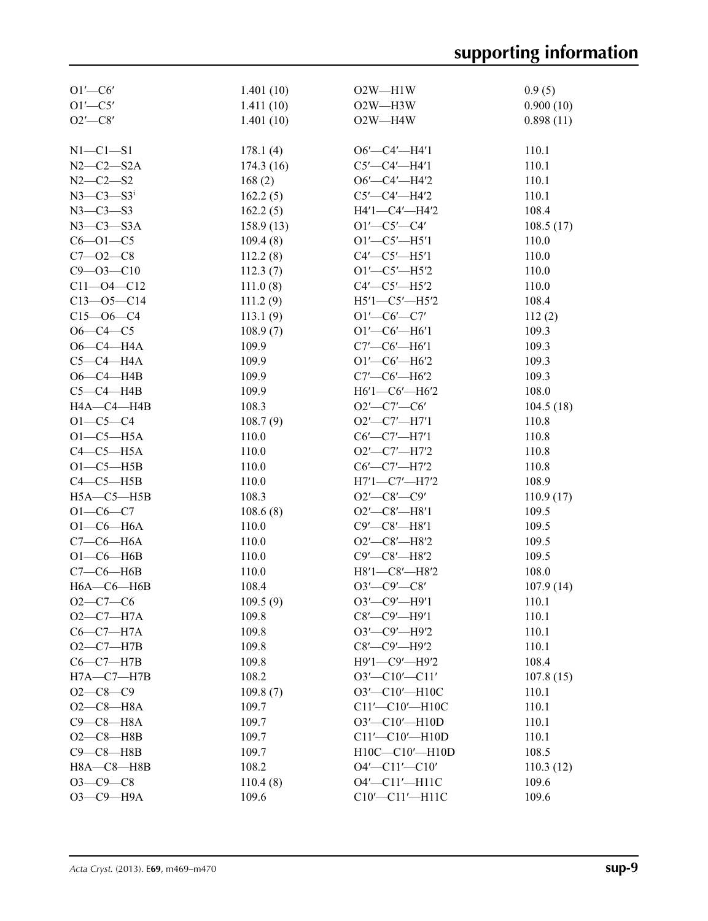| | | | |
|---|---|---|---|
| O1′—C6′ | 1.401 (10) | O2W—H1W | 0.9 (5) |
| O1′—C5′ | 1.411 (10) | O2W—H3W | 0.900 (10) |
| O2′—C8′ | 1.401 (10) | O2W—H4W | 0.898 (11) |
| | | | |
| N1—C1—S1 | 178.1 (4) | O6′—C4′—H4′1 | 110.1 |
| N2—C2—S2A | 174.3 (16) | C5′—C4′—H4′1 | 110.1 |
| N2—C2—S2 | 168 (2) | O6′—C4′—H4′2 | 110.1 |
| N3—C3—S3[i] | 162.2 (5) | C5′—C4′—H4′2 | 110.1 |
| N3—C3—S3 | 162.2 (5) | H4′1—C4′—H4′2 | 108.4 |
| N3—C3—S3A | 158.9 (13) | O1′—C5′—C4′ | 108.5 (17) |
| C6—O1—C5 | 109.4 (8) | O1′—C5′—H5′1 | 110.0 |
| C7—O2—C8 | 112.2 (8) | C4′—C5′—H5′1 | 110.0 |
| C9—O3—C10 | 112.3 (7) | O1′—C5′—H5′2 | 110.0 |
| C11—O4—C12 | 111.0 (8) | C4′—C5′—H5′2 | 110.0 |
| C13—O5—C14 | 111.2 (9) | H5′1—C5′—H5′2 | 108.4 |
| C15—O6—C4 | 113.1 (9) | O1′—C6′—C7′ | 112 (2) |
| O6—C4—C5 | 108.9 (7) | O1′—C6′—H6′1 | 109.3 |
| O6—C4—H4A | 109.9 | C7′—C6′—H6′1 | 109.3 |
| C5—C4—H4A | 109.9 | O1′—C6′—H6′2 | 109.3 |
| O6—C4—H4B | 109.9 | C7′—C6′—H6′2 | 109.3 |
| C5—C4—H4B | 109.9 | H6′1—C6′—H6′2 | 108.0 |
| H4A—C4—H4B | 108.3 | O2′—C7′—C6′ | 104.5 (18) |
| O1—C5—C4 | 108.7 (9) | O2′—C7′—H7′1 | 110.8 |
| O1—C5—H5A | 110.0 | C6′—C7′—H7′1 | 110.8 |
| C4—C5—H5A | 110.0 | O2′—C7′—H7′2 | 110.8 |
| O1—C5—H5B | 110.0 | C6′—C7′—H7′2 | 110.8 |
| C4—C5—H5B | 110.0 | H7′1—C7′—H7′2 | 108.9 |
| H5A—C5—H5B | 108.3 | O2′—C8′—C9′ | 110.9 (17) |
| O1—C6—C7 | 108.6 (8) | O2′—C8′—H8′1 | 109.5 |
| O1—C6—H6A | 110.0 | C9′—C8′—H8′1 | 109.5 |
| C7—C6—H6A | 110.0 | O2′—C8′—H8′2 | 109.5 |
| O1—C6—H6B | 110.0 | C9′—C8′—H8′2 | 109.5 |
| C7—C6—H6B | 110.0 | H8′1—C8′—H8′2 | 108.0 |
| H6A—C6—H6B | 108.4 | O3′—C9′—C8′ | 107.9 (14) |
| O2—C7—C6 | 109.5 (9) | O3′—C9′—H9′1 | 110.1 |
| O2—C7—H7A | 109.8 | C8′—C9′—H9′1 | 110.1 |
| C6—C7—H7A | 109.8 | O3′—C9′—H9′2 | 110.1 |
| O2—C7—H7B | 109.8 | C8′—C9′—H9′2 | 110.1 |
| C6—C7—H7B | 109.8 | H9′1—C9′—H9′2 | 108.4 |
| H7A—C7—H7B | 108.2 | O3′—C10′—C11′ | 107.8 (15) |
| O2—C8—C9 | 109.8 (7) | O3′—C10′—H10C | 110.1 |
| O2—C8—H8A | 109.7 | C11′—C10′—H10C | 110.1 |
| C9—C8—H8A | 109.7 | O3′—C10′—H10D | 110.1 |
| O2—C8—H8B | 109.7 | C11′—C10′—H10D | 110.1 |
| C9—C8—H8B | 109.7 | H10C—C10′—H10D | 108.5 |
| H8A—C8—H8B | 108.2 | O4′—C11′—C10′ | 110.3 (12) |
| O3—C9—C8 | 110.4 (8) | O4′—C11′—H11C | 109.6 |
| O3—C9—H9A | 109.6 | C10′—C11′—H11C | 109.6 |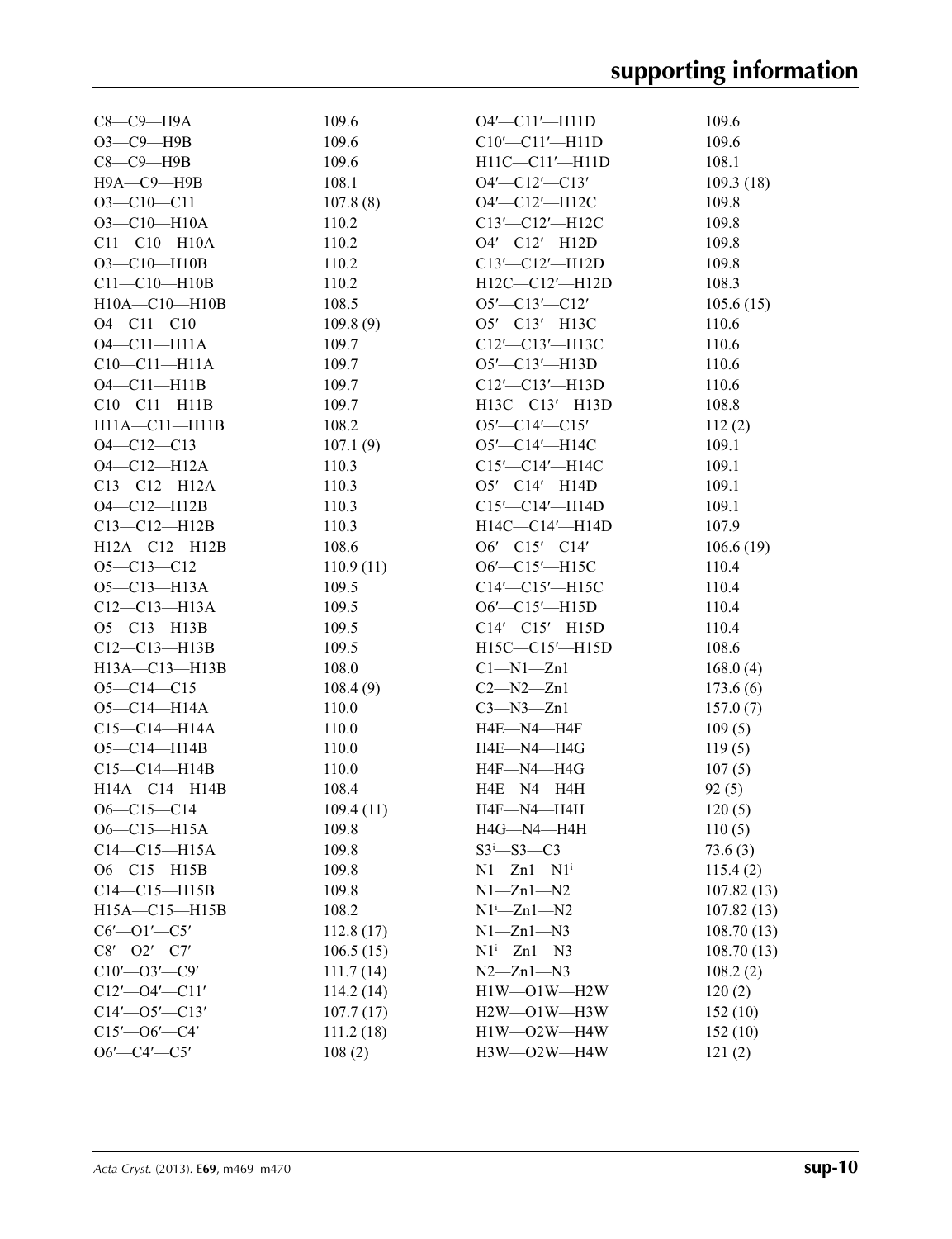| | | | |
|---|---|---|---|
| C8—C9—H9A | 109.6 | O4′—C11′—H11D | 109.6 |
| O3—C9—H9B | 109.6 | C10′—C11′—H11D | 109.6 |
| C8—C9—H9B | 109.6 | H11C—C11′—H11D | 108.1 |
| H9A—C9—H9B | 108.1 | O4′—C12′—C13′ | 109.3 (18) |
| O3—C10—C11 | 107.8 (8) | O4′—C12′—H12C | 109.8 |
| O3—C10—H10A | 110.2 | C13′—C12′—H12C | 109.8 |
| C11—C10—H10A | 110.2 | O4′—C12′—H12D | 109.8 |
| O3—C10—H10B | 110.2 | C13′—C12′—H12D | 109.8 |
| C11—C10—H10B | 110.2 | H12C—C12′—H12D | 108.3 |
| H10A—C10—H10B | 108.5 | O5′—C13′—C12′ | 105.6 (15) |
| O4—C11—C10 | 109.8 (9) | O5′—C13′—H13C | 110.6 |
| O4—C11—H11A | 109.7 | C12′—C13′—H13C | 110.6 |
| C10—C11—H11A | 109.7 | O5′—C13′—H13D | 110.6 |
| O4—C11—H11B | 109.7 | C12′—C13′—H13D | 110.6 |
| C10—C11—H11B | 109.7 | H13C—C13′—H13D | 108.8 |
| H11A—C11—H11B | 108.2 | O5′—C14′—C15′ | 112 (2) |
| O4—C12—C13 | 107.1 (9) | O5′—C14′—H14C | 109.1 |
| O4—C12—H12A | 110.3 | C15′—C14′—H14C | 109.1 |
| C13—C12—H12A | 110.3 | O5′—C14′—H14D | 109.1 |
| O4—C12—H12B | 110.3 | C15′—C14′—H14D | 109.1 |
| C13—C12—H12B | 110.3 | H14C—C14′—H14D | 107.9 |
| H12A—C12—H12B | 108.6 | O6′—C15′—C14′ | 106.6 (19) |
| O5—C13—C12 | 110.9 (11) | O6′—C15′—H15C | 110.4 |
| O5—C13—H13A | 109.5 | C14′—C15′—H15C | 110.4 |
| C12—C13—H13A | 109.5 | O6′—C15′—H15D | 110.4 |
| O5—C13—H13B | 109.5 | C14′—C15′—H15D | 110.4 |
| C12—C13—H13B | 109.5 | H15C—C15′—H15D | 108.6 |
| H13A—C13—H13B | 108.0 | C1—N1—Zn1 | 168.0 (4) |
| O5—C14—C15 | 108.4 (9) | C2—N2—Zn1 | 173.6 (6) |
| O5—C14—H14A | 110.0 | C3—N3—Zn1 | 157.0 (7) |
| C15—C14—H14A | 110.0 | H4E—N4—H4F | 109 (5) |
| O5—C14—H14B | 110.0 | H4E—N4—H4G | 119 (5) |
| C15—C14—H14B | 110.0 | H4F—N4—H4G | 107 (5) |
| H14A—C14—H14B | 108.4 | H4E—N4—H4H | 92 (5) |
| O6—C15—C14 | 109.4 (11) | H4F—N4—H4H | 120 (5) |
| O6—C15—H15A | 109.8 | H4G—N4—H4H | 110 (5) |
| C14—C15—H15A | 109.8 | S3$^{i}$—S3—C3 | 73.6 (3) |
| O6—C15—H15B | 109.8 | N1—Zn1—N1$^{i}$ | 115.4 (2) |
| C14—C15—H15B | 109.8 | N1—Zn1—N2 | 107.82 (13) |
| H15A—C15—H15B | 108.2 | N1$^{i}$—Zn1—N2 | 107.82 (13) |
| C6′—O1′—C5′ | 112.8 (17) | N1—Zn1—N3 | 108.70 (13) |
| C8′—O2′—C7′ | 106.5 (15) | N1$^{i}$—Zn1—N3 | 108.70 (13) |
| C10′—O3′—C9′ | 111.7 (14) | N2—Zn1—N3 | 108.2 (2) |
| C12′—O4′—C11′ | 114.2 (14) | H1W—O1W—H2W | 120 (2) |
| C14′—O5′—C13′ | 107.7 (17) | H2W—O1W—H3W | 152 (10) |
| C15′—O6′—C4′ | 111.2 (18) | H1W—O2W—H4W | 152 (10) |
| O6′—C4′—C5′ | 108 (2) | H3W—O2W—H4W | 121 (2) |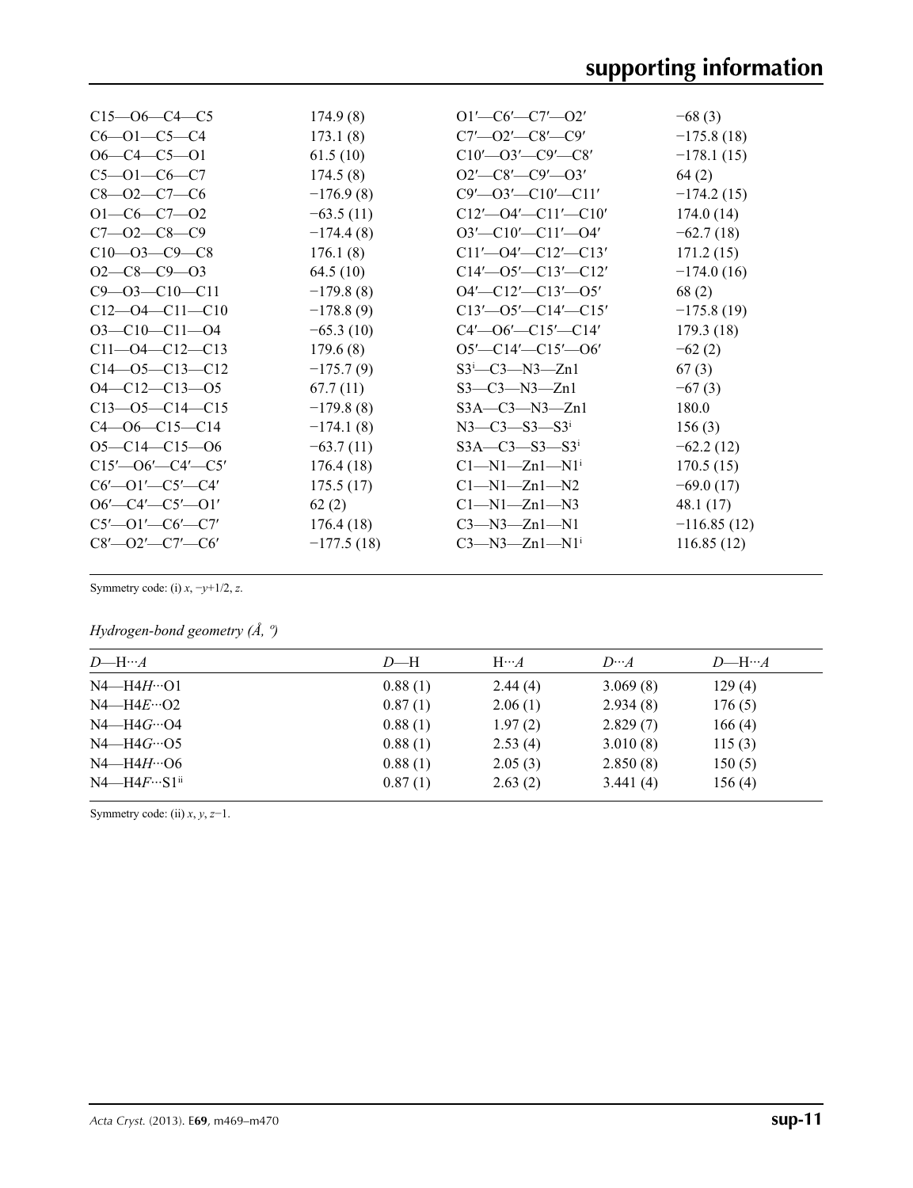| | | | |
|---|---|---|---|
| C15—O6—C4—C5 | 174.9 (8) | O1′—C6′—C7′—O2′ | −68 (3) |
| C6—O1—C5—C4 | 173.1 (8) | C7′—O2′—C8′—C9′ | −175.8 (18) |
| O6—C4—C5—O1 | 61.5 (10) | C10′—O3′—C9′—C8′ | −178.1 (15) |
| C5—O1—C6—C7 | 174.5 (8) | O2′—C8′—C9′—O3′ | 64 (2) |
| C8—O2—C7—C6 | −176.9 (8) | C9′—O3′—C10′—C11′ | −174.2 (15) |
| O1—C6—C7—O2 | −63.5 (11) | C12′—O4′—C11′—C10′ | 174.0 (14) |
| C7—O2—C8—C9 | −174.4 (8) | O3′—C10′—C11′—O4′ | −62.7 (18) |
| C10—O3—C9—C8 | 176.1 (8) | C11′—O4′—C12′—C13′ | 171.2 (15) |
| O2—C8—C9—O3 | 64.5 (10) | C14′—O5′—C13′—C12′ | −174.0 (16) |
| C9—O3—C10—C11 | −179.8 (8) | O4′—C12′—C13′—O5′ | 68 (2) |
| C12—O4—C11—C10 | −178.8 (9) | C13′—O5′—C14′—C15′ | −175.8 (19) |
| O3—C10—C11—O4 | −65.3 (10) | C4′—O6′—C15′—C14′ | 179.3 (18) |
| C11—O4—C12—C13 | 179.6 (8) | O5′—C14′—C15′—O6′ | −62 (2) |
| C14—O5—C13—C12 | −175.7 (9) | S3[i]—C3—N3—Zn1 | 67 (3) |
| O4—C12—C13—O5 | 67.7 (11) | S3—C3—N3—Zn1 | −67 (3) |
| C13—O5—C14—C15 | −179.8 (8) | S3A—C3—N3—Zn1 | 180.0 |
| C4—O6—C15—C14 | −174.1 (8) | N3—C3—S3—S3[i] | 156 (3) |
| O5—C14—C15—O6 | −63.7 (11) | S3A—C3—S3—S3[i] | −62.2 (12) |
| C15′—O6′—C4′—C5′ | 176.4 (18) | C1—N1—Zn1—N1[i] | 170.5 (15) |
| C6′—O1′—C5′—C4′ | 175.5 (17) | C1—N1—Zn1—N2 | −69.0 (17) |
| O6′—C4′—C5′—O1′ | 62 (2) | C1—N1—Zn1—N3 | 48.1 (17) |
| C5′—O1′—C6′—C7′ | 176.4 (18) | C3—N3—Zn1—N1 | −116.85 (12) |
| C8′—O2′—C7′—C6′ | −177.5 (18) | C3—N3—Zn1—N1[i] | 116.85 (12) |

Symmetry code: (i) $x, -y+1/2, z$.

*Hydrogen-bond geometry (Å, º)*

| *D*—H···*A* | *D*—H | H···*A* | *D*···*A* | *D*—H···*A* |
|---|---|---|---|---|
| N4—H4*H*···O1 | 0.88 (1) | 2.44 (4) | 3.069 (8) | 129 (4) |
| N4—H4*E*···O2 | 0.87 (1) | 2.06 (1) | 2.934 (8) | 176 (5) |
| N4—H4*G*···O4 | 0.88 (1) | 1.97 (2) | 2.829 (7) | 166 (4) |
| N4—H4*G*···O5 | 0.88 (1) | 2.53 (4) | 3.010 (8) | 115 (3) |
| N4—H4*H*···O6 | 0.88 (1) | 2.05 (3) | 2.850 (8) | 150 (5) |
| N4—H4*F*···S1[ii] | 0.87 (1) | 2.63 (2) | 3.441 (4) | 156 (4) |

Symmetry code: (ii) $x, y, z-1$.